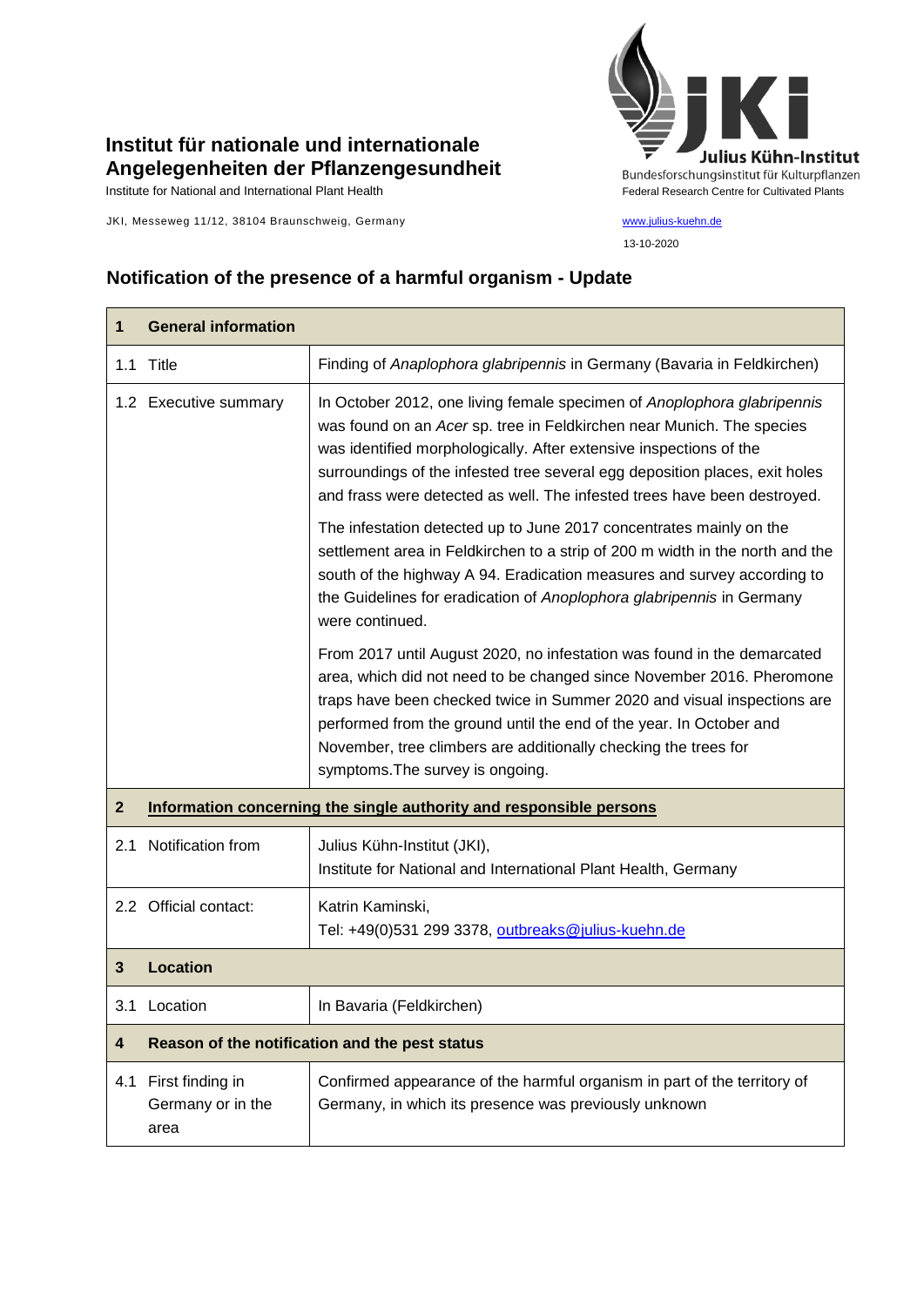**Institut für nationale und internationale Angelegenheiten der Pflanzengesundheit**

Institute for National and International Plant Health

JKI, Messeweg 11/12, 38104 Braunschweig, Germany

Julius Kühn-Institut
Bundesforschungsinstitut für Kulturpflanzen
Federal Research Centre for Cultivated Plants

www.julius-kuehn.de

13-10-2020

## Notification of the presence of a harmful organism - Update

| **1** | **General information** |
|---|---|
| 1.1 Title | Finding of *Anaplophora glabripennis* in Germany (Bavaria in Feldkirchen) |
| 1.2 Executive summary | In October 2012, one living female specimen of *Anoplophora glabripennis* was found on an *Acer* sp. tree in Feldkirchen near Munich. The species was identified morphologically. After extensive inspections of the surroundings of the infested tree several egg deposition places, exit holes and frass were detected as well. The infested trees have been destroyed.<br><br>The infestation detected up to June 2017 concentrates mainly on the settlement area in Feldkirchen to a strip of 200 m width in the north and the south of the highway A 94. Eradication measures and survey according to the Guidelines for eradication of *Anoplophora glabripennis* in Germany were continued.<br><br>From 2017 until August 2020, no infestation was found in the demarcated area, which did not need to be changed since November 2016. Pheromone traps have been checked twice in Summer 2020 and visual inspections are performed from the ground until the end of the year. In October and November, tree climbers are additionally checking the trees for symptoms.The survey is ongoing. |
| **2** | **Information concerning the single authority and responsible persons** |
| 2.1 Notification from | Julius Kühn-Institut (JKI),<br>Institute for National and International Plant Health, Germany |
| 2.2 Official contact: | Katrin Kaminski,<br>Tel: +49(0)531 299 3378, outbreaks@julius-kuehn.de |
| **3** | **Location** |
| 3.1 Location | In Bavaria (Feldkirchen) |
| **4** | **Reason of the notification and the pest status** |
| 4.1 First finding in Germany or in the area | Confirmed appearance of the harmful organism in part of the territory of Germany, in which its presence was previously unknown |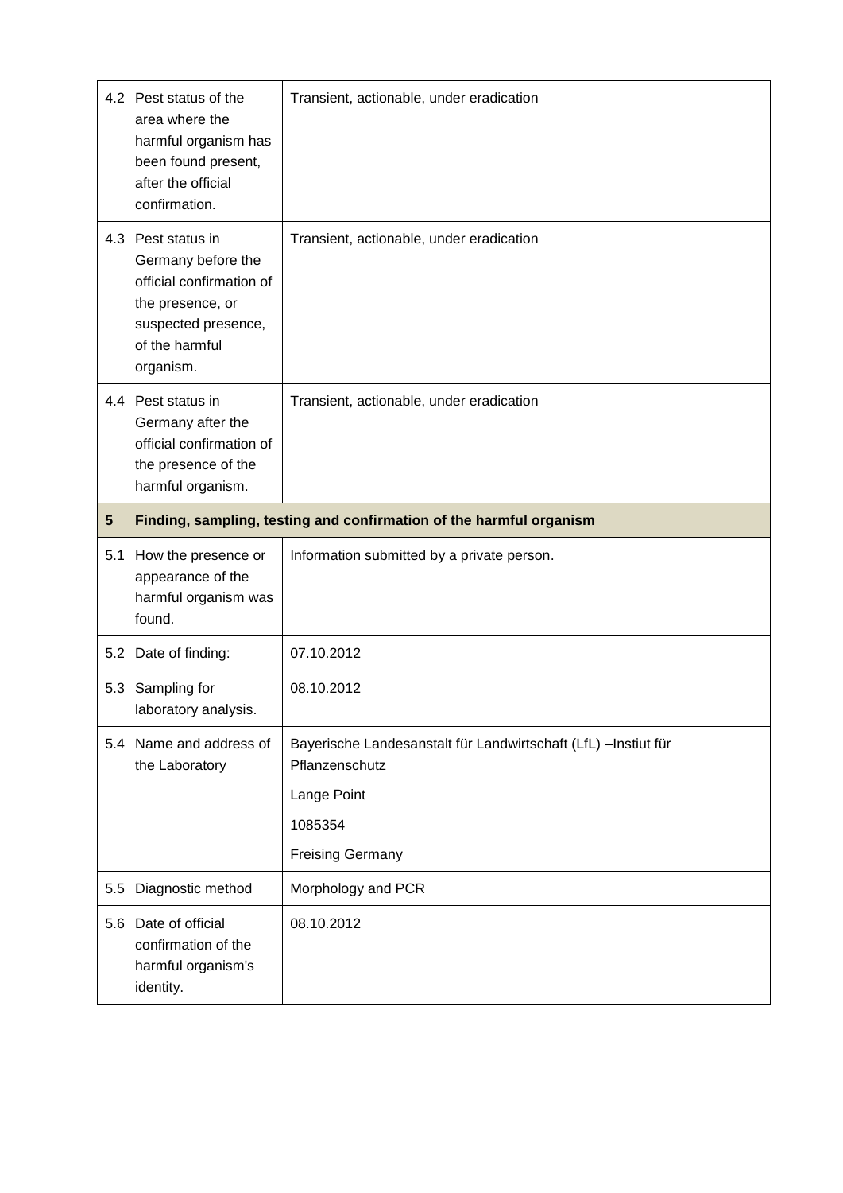| | | |
|---|---|---|
| 4.2 | Pest status of the area where the harmful organism has been found present, after the official confirmation. | Transient, actionable, under eradication |
| 4.3 | Pest status in Germany before the official confirmation of the presence, or suspected presence, of the harmful organism. | Transient, actionable, under eradication |
| 4.4 | Pest status in Germany after the official confirmation of the presence of the harmful organism. | Transient, actionable, under eradication |
| **5** | **Finding, sampling, testing and confirmation of the harmful organism** | |
| 5.1 | How the presence or appearance of the harmful organism was found. | Information submitted by a private person. |
| 5.2 | Date of finding: | 07.10.2012 |
| 5.3 | Sampling for laboratory analysis. | 08.10.2012 |
| 5.4 | Name and address of the Laboratory | Bayerische Landesanstalt für Landwirtschaft (LfL) –Instiut für Pflanzenschutz<br>Lange Point<br>1085354<br>Freising Germany |
| 5.5 | Diagnostic method | Morphology and PCR |
| 5.6 | Date of official confirmation of the harmful organism's identity. | 08.10.2012 |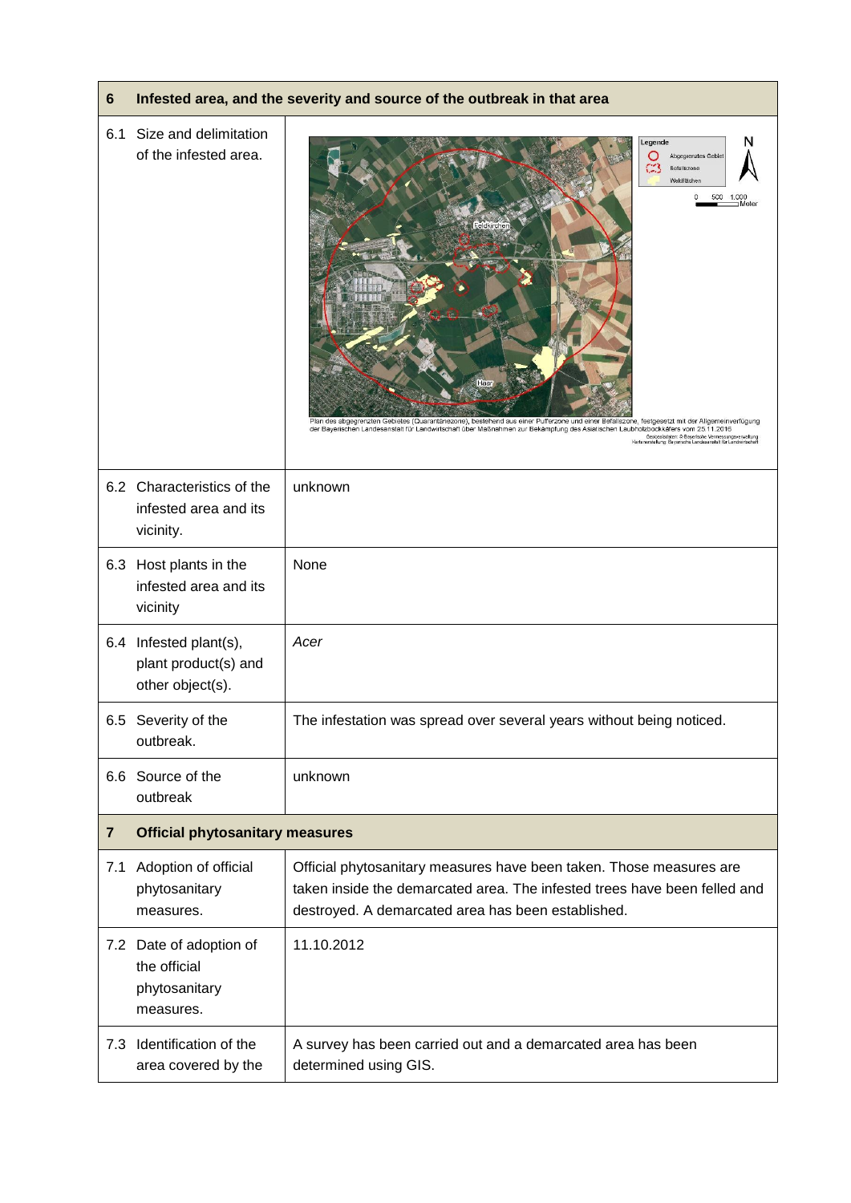| 6 | Infested area, and the severity and source of the outbreak in that area |
|---|---|
| 6.1 Size and delimitation of the infested area. | Legende: Abgegrenztes Gebiet, Befallszone, Waldflächen. 0 500 1.000 Meter. Feldkirchen. Haar. Plan des abgegrenzten Gebietes (Quarantänezone), bestehend aus einer Pufferzone und einer Befallszone, festgesetzt mit der Allgemeinverfügung der Bayerischen Landesanstalt für Landwirtschaft über Maßnahmen zur Bekämpfung des Asiatischen Laubholzbockkäfers vom 25.11.2016. Geobasisdaten: © Bayerische Vermessungsverwaltung. Kartenerstellung: Bayerische Landesanstalt für Landwirtschaft |
| 6.2 Characteristics of the infested area and its vicinity. | unknown |
| 6.3 Host plants in the infested area and its vicinity | None |
| 6.4 Infested plant(s), plant product(s) and other object(s). | *Acer* |
| 6.5 Severity of the outbreak. | The infestation was spread over several years without being noticed. |
| 6.6 Source of the outbreak | unknown |
| **7** | **Official phytosanitary measures** |
| 7.1 Adoption of official phytosanitary measures. | Official phytosanitary measures have been taken. Those measures are taken inside the demarcated area. The infested trees have been felled and destroyed. A demarcated area has been established. |
| 7.2 Date of adoption of the official phytosanitary measures. | 11.10.2012 |
| 7.3 Identification of the area covered by the | A survey has been carried out and a demarcated area has been determined using GIS. |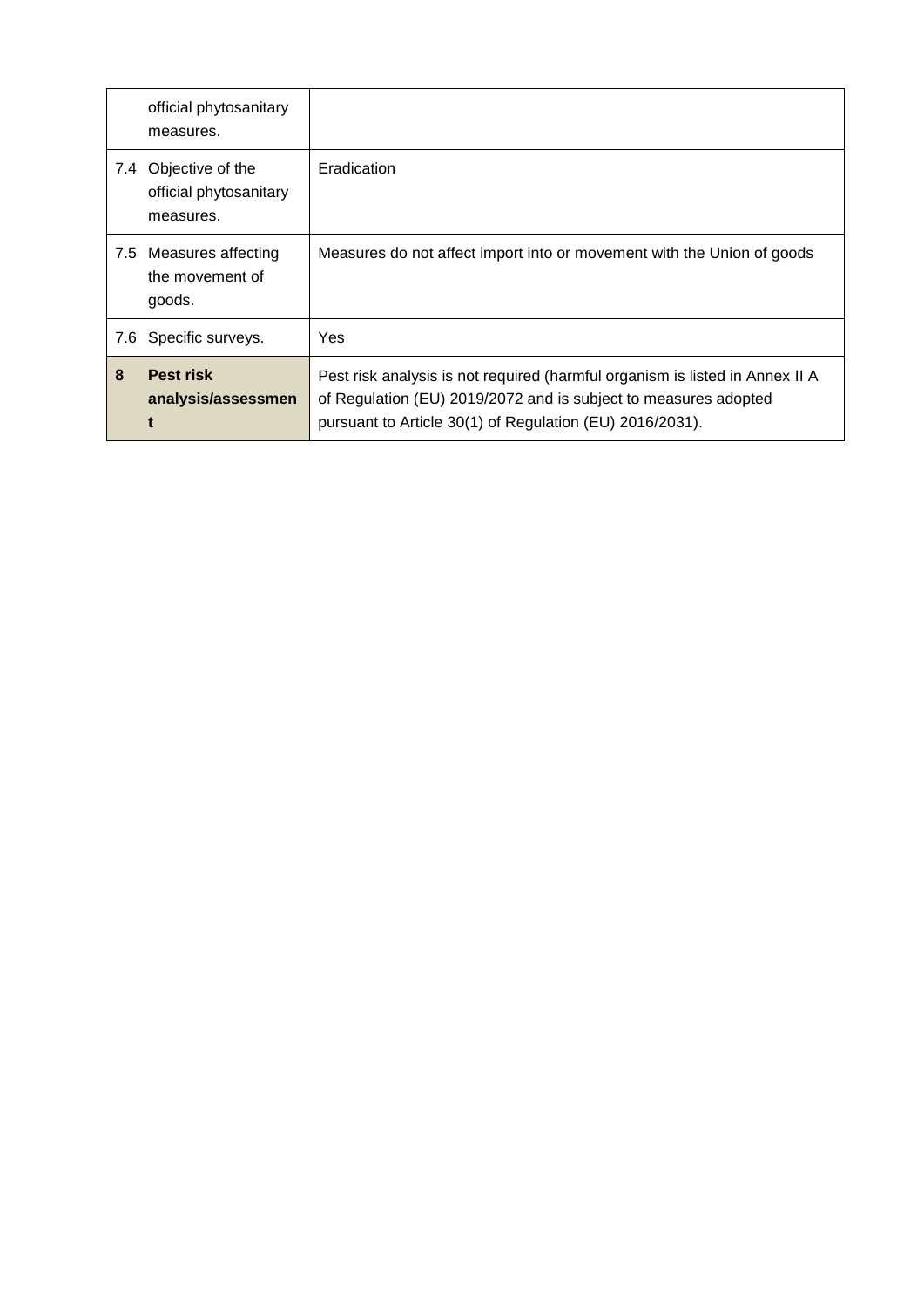| | | |
|---|---|---|
| | official phytosanitary measures. | |
| 7.4 | Objective of the official phytosanitary measures. | Eradication |
| 7.5 | Measures affecting the movement of goods. | Measures do not affect import into or movement with the Union of goods |
| 7.6 | Specific surveys. | Yes |
| **8** | **Pest risk analysis/assessment** | Pest risk analysis is not required (harmful organism is listed in Annex II A of Regulation (EU) 2019/2072 and is subject to measures adopted pursuant to Article 30(1) of Regulation (EU) 2016/2031). |